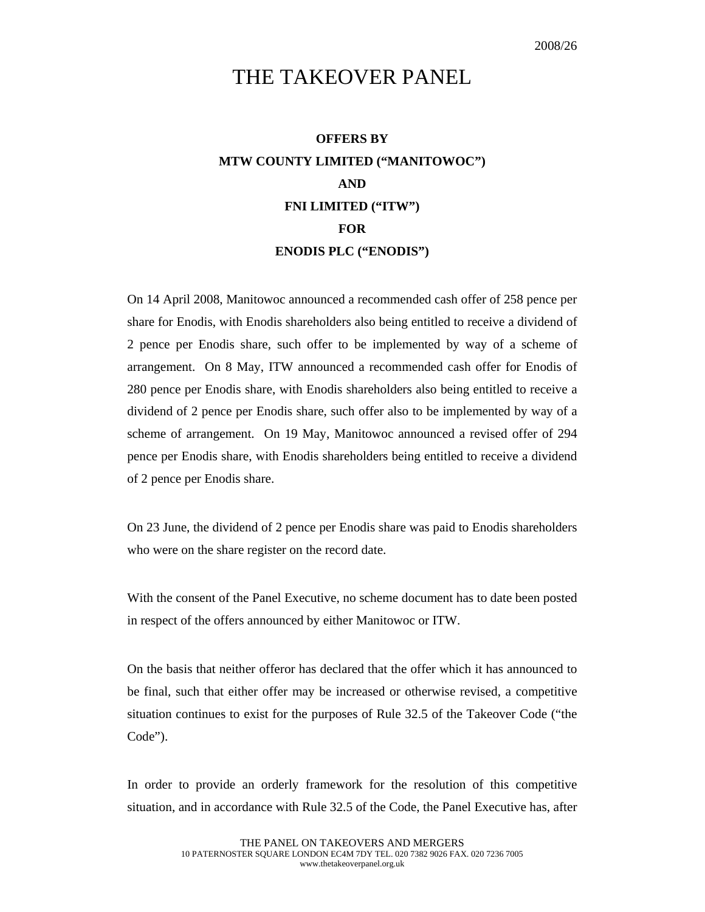2008/26

# THE TAKEOVER PANEL

**OFFERS BY**

**MTW COUNTY LIMITED ("MANITOWOC")**

**AND**

**FNI LIMITED ("ITW")**

**FOR**

**ENODIS PLC ("ENODIS")**

On 14 April 2008, Manitowoc announced a recommended cash offer of 258 pence per share for Enodis, with Enodis shareholders also being entitled to receive a dividend of 2 pence per Enodis share, such offer to be implemented by way of a scheme of arrangement. On 8 May, ITW announced a recommended cash offer for Enodis of 280 pence per Enodis share, with Enodis shareholders also being entitled to receive a dividend of 2 pence per Enodis share, such offer also to be implemented by way of a scheme of arrangement. On 19 May, Manitowoc announced a revised offer of 294 pence per Enodis share, with Enodis shareholders being entitled to receive a dividend of 2 pence per Enodis share.

On 23 June, the dividend of 2 pence per Enodis share was paid to Enodis shareholders who were on the share register on the record date.

With the consent of the Panel Executive, no scheme document has to date been posted in respect of the offers announced by either Manitowoc or ITW.

On the basis that neither offeror has declared that the offer which it has announced to be final, such that either offer may be increased or otherwise revised, a competitive situation continues to exist for the purposes of Rule 32.5 of the Takeover Code ("the Code").

In order to provide an orderly framework for the resolution of this competitive situation, and in accordance with Rule 32.5 of the Code, the Panel Executive has, after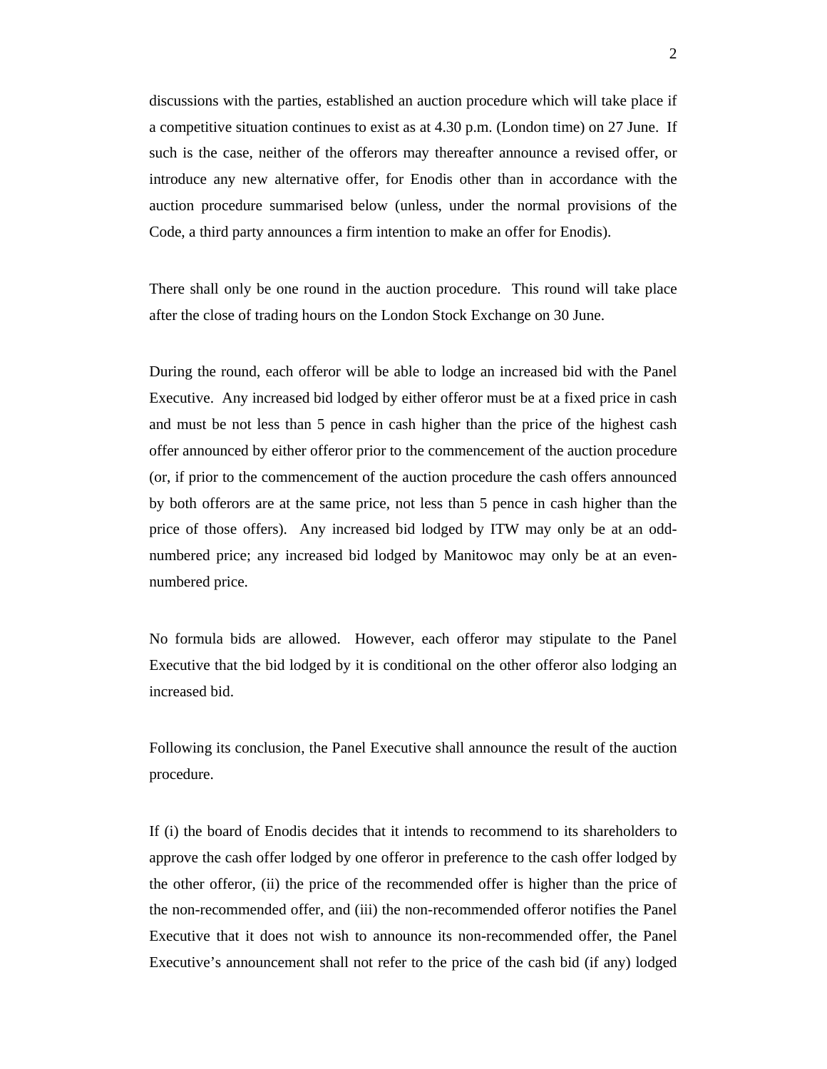discussions with the parties, established an auction procedure which will take place if a competitive situation continues to exist as at 4.30 p.m. (London time) on 27 June. If such is the case, neither of the offerors may thereafter announce a revised offer, or introduce any new alternative offer, for Enodis other than in accordance with the auction procedure summarised below (unless, under the normal provisions of the Code, a third party announces a firm intention to make an offer for Enodis).

There shall only be one round in the auction procedure. This round will take place after the close of trading hours on the London Stock Exchange on 30 June.

During the round, each offeror will be able to lodge an increased bid with the Panel Executive. Any increased bid lodged by either offeror must be at a fixed price in cash and must be not less than 5 pence in cash higher than the price of the highest cash offer announced by either offeror prior to the commencement of the auction procedure (or, if prior to the commencement of the auction procedure the cash offers announced by both offerors are at the same price, not less than 5 pence in cash higher than the price of those offers). Any increased bid lodged by ITW may only be at an odd-numbered price; any increased bid lodged by Manitowoc may only be at an even-numbered price.

No formula bids are allowed. However, each offeror may stipulate to the Panel Executive that the bid lodged by it is conditional on the other offeror also lodging an increased bid.

Following its conclusion, the Panel Executive shall announce the result of the auction procedure.

If (i) the board of Enodis decides that it intends to recommend to its shareholders to approve the cash offer lodged by one offeror in preference to the cash offer lodged by the other offeror, (ii) the price of the recommended offer is higher than the price of the non-recommended offer, and (iii) the non-recommended offeror notifies the Panel Executive that it does not wish to announce its non-recommended offer, the Panel Executive's announcement shall not refer to the price of the cash bid (if any) lodged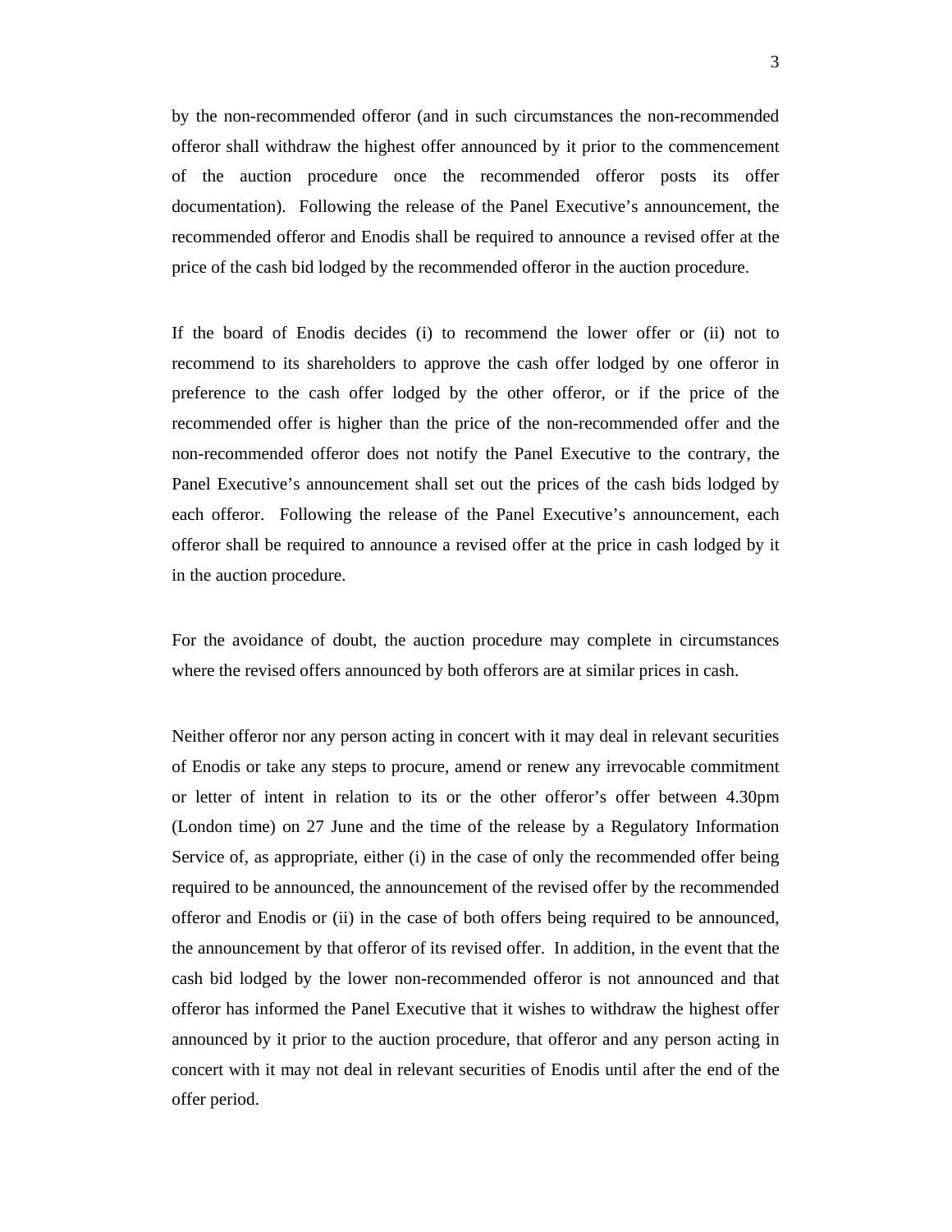by the non-recommended offeror (and in such circumstances the non-recommended offeror shall withdraw the highest offer announced by it prior to the commencement of the auction procedure once the recommended offeror posts its offer documentation). Following the release of the Panel Executive's announcement, the recommended offeror and Enodis shall be required to announce a revised offer at the price of the cash bid lodged by the recommended offeror in the auction procedure.

If the board of Enodis decides (i) to recommend the lower offer or (ii) not to recommend to its shareholders to approve the cash offer lodged by one offeror in preference to the cash offer lodged by the other offeror, or if the price of the recommended offer is higher than the price of the non-recommended offer and the non-recommended offeror does not notify the Panel Executive to the contrary, the Panel Executive's announcement shall set out the prices of the cash bids lodged by each offeror. Following the release of the Panel Executive's announcement, each offeror shall be required to announce a revised offer at the price in cash lodged by it in the auction procedure.

For the avoidance of doubt, the auction procedure may complete in circumstances where the revised offers announced by both offerors are at similar prices in cash.

Neither offeror nor any person acting in concert with it may deal in relevant securities of Enodis or take any steps to procure, amend or renew any irrevocable commitment or letter of intent in relation to its or the other offeror's offer between 4.30pm (London time) on 27 June and the time of the release by a Regulatory Information Service of, as appropriate, either (i) in the case of only the recommended offer being required to be announced, the announcement of the revised offer by the recommended offeror and Enodis or (ii) in the case of both offers being required to be announced, the announcement by that offeror of its revised offer. In addition, in the event that the cash bid lodged by the lower non-recommended offeror is not announced and that offeror has informed the Panel Executive that it wishes to withdraw the highest offer announced by it prior to the auction procedure, that offeror and any person acting in concert with it may not deal in relevant securities of Enodis until after the end of the offer period.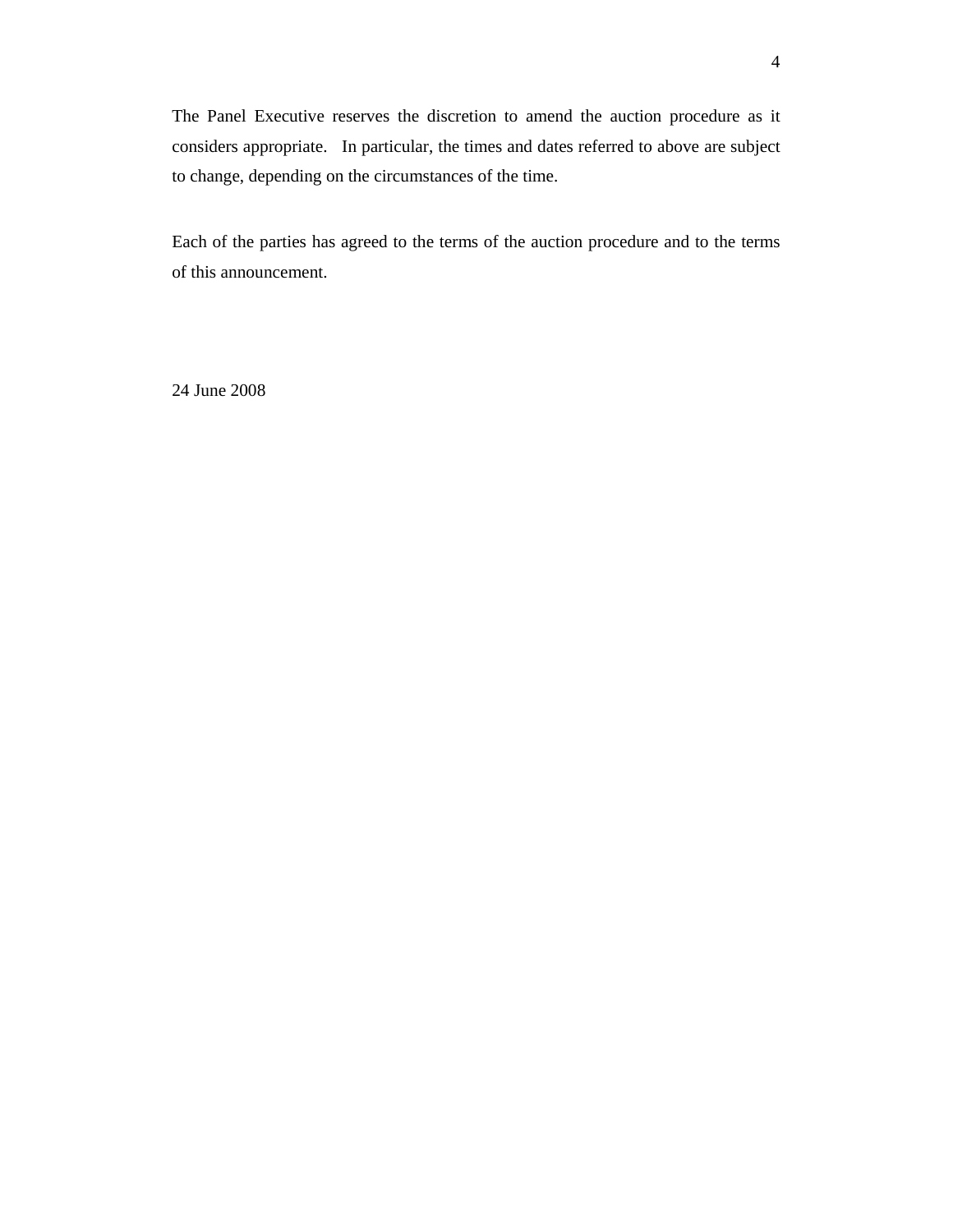The Panel Executive reserves the discretion to amend the auction procedure as it considers appropriate. In particular, the times and dates referred to above are subject to change, depending on the circumstances of the time.

Each of the parties has agreed to the terms of the auction procedure and to the terms of this announcement.

24 June 2008